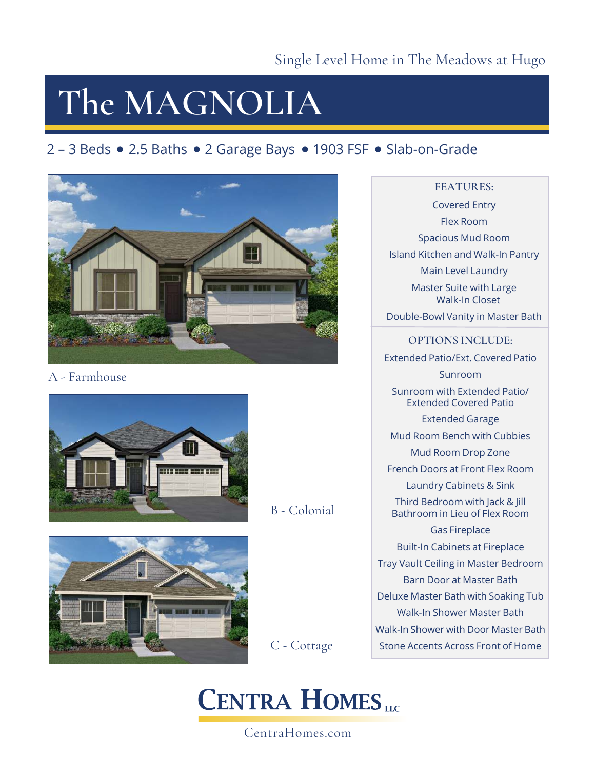Single Level Home in The Meadows at Hugo

# The MAGNOLIA

2 – 3 Beds • 2.5 Baths • 2 Garage Bays • 1903 FSF • Slab-on-Grade

A - Farmhouse

B - Colonial

C - Cottage

### FEATURES:

- Covered Entry
- Flex Room
- Spacious Mud Room
- Island Kitchen and Walk-In Pantry
- Main Level Laundry
- Master Suite with Large Walk-In Closet
- Double-Bowl Vanity in Master Bath

### OPTIONS INCLUDE:

- Extended Patio/Ext. Covered Patio
- Sunroom
- Sunroom with Extended Patio/ Extended Covered Patio
- Extended Garage
- Mud Room Bench with Cubbies
- Mud Room Drop Zone
- French Doors at Front Flex Room
- Laundry Cabinets & Sink
- Third Bedroom with Jack & Jill Bathroom in Lieu of Flex Room
- Gas Fireplace
- Built-In Cabinets at Fireplace
- Tray Vault Ceiling in Master Bedroom
- Barn Door at Master Bath
- Deluxe Master Bath with Soaking Tub
- Walk-In Shower Master Bath
- Walk-In Shower with Door Master Bath
- Stone Accents Across Front of Home

CENTRA HOMES LLC

CentraHomes.com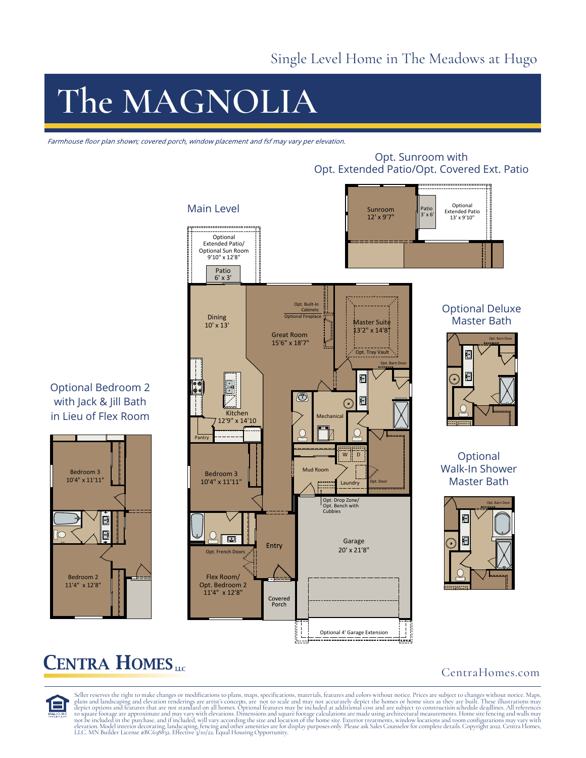Single Level Home in The Meadows at Hugo

# The MAGNOLIA

*Farmhouse floor plan shown; covered porch, window placement and fsf may vary per elevation.*

## Main Level

Optional Extended Patio/ Optional Sun Room 9'10" x 12'8"

Patio 6' x 3'

Dining 10' x 13'

Great Room 15'6" x 18'7"

Opt. Built-In Cabinets

Optional Fireplace

Master Suite 13'2" x 14'8"

Opt. Tray Vault

Opt. Barn Door

Kitchen 12'9" x 14'10

Pantry

Mechanical

Bedroom 3 10'4" x 11'11"

Mud Room

W D

Laundry

Opt. Door

Opt. Drop Zone/ Opt. Bench with Cubbies

Entry

Garage 20' x 21'8"

Opt. French Doors

Flex Room/ Opt. Bedroom 2 11'4" x 12'8"

Covered Porch

Optional 4' Garage Extension

## Opt. Sunroom with Opt. Extended Patio/Opt. Covered Ext. Patio

Sunroom 12' x 9'7"

Patio 3' x 6'

Optional Extended Patio 13' x 9'10"

## Optional Deluxe Master Bath

Opt. Barn Door

## Optional Walk-In Shower Master Bath

Opt. Barn Door

## Optional Bedroom 2 with Jack & Jill Bath in Lieu of Flex Room

Bedroom 3 10'4" x 11'11"

Bedroom 2 11'4" x 12'8"

**CENTRA HOMES** LLC

CentraHomes.com

Seller reserves the right to make changes or modifications to plans, maps, specifications, materials, features and colors without notice. Prices are subject to changes without notice. Maps, plans and landscaping and elevation renderings are artist's concepts, are not to scale and may not accurately depict the homes or home sites as they are built. These illustrations may depict options and features that are not standard on all homes. Optional features may be included at additional cost and are subject to construction schedule deadlines. All references to square footage are approximate and may vary with elevations. Dimensions and square footage calculations are made using architectural measurements. Home site fencing and walls may not be included in the purchase, and if included, will vary according the size and location of the home site. Exterior treatments, window locations and room configurations may vary with elevation. Model interior decorating, landscaping, fencing and other amenities are for display purposes only. Please ask Sales Counselor for complete details. Copyright 2022. Centra Homes, LLC. MN Builder License #BC638832. Effective 3/10/22. Equal Housing Opportunity.